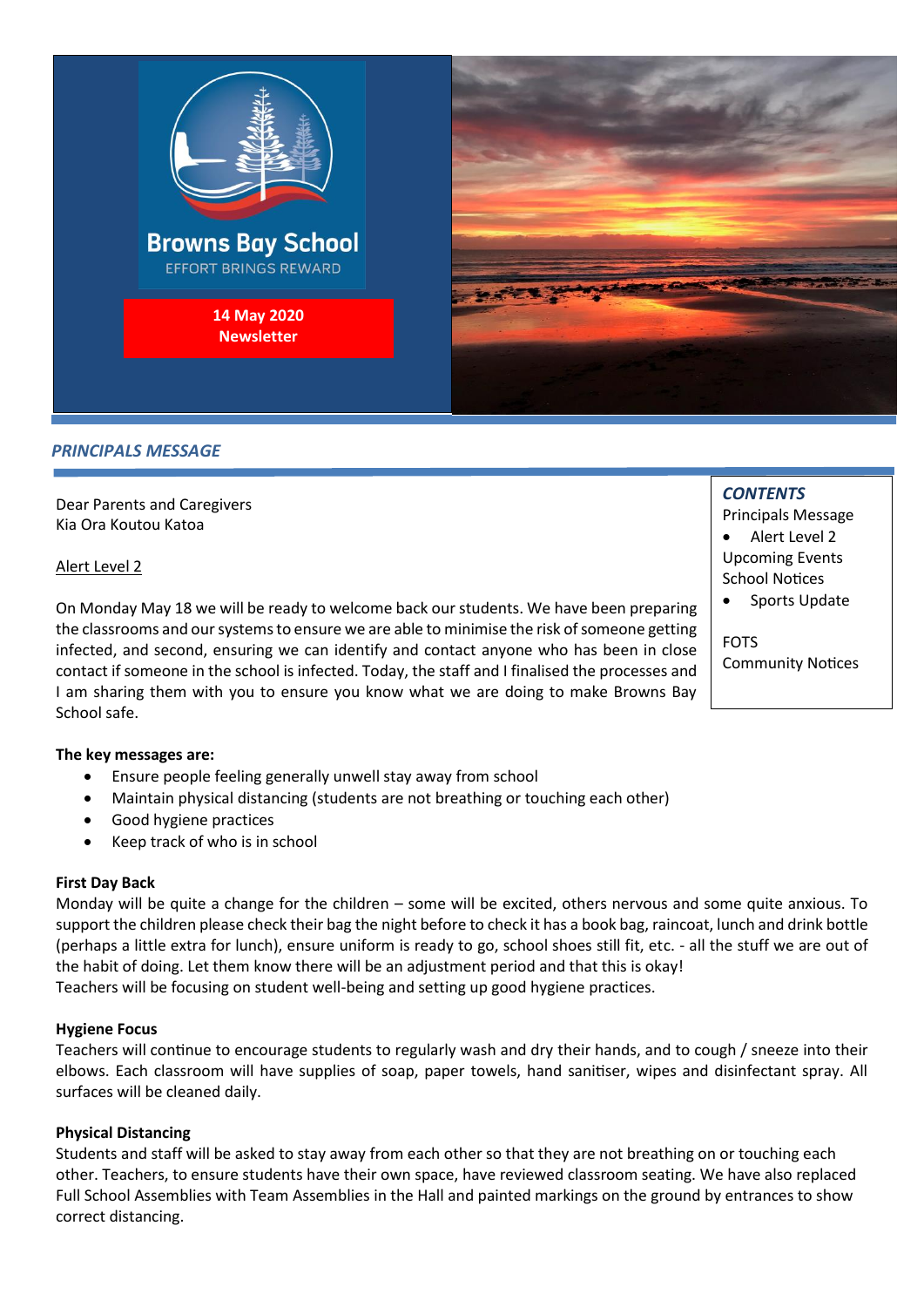Browns Bay School

EFFORT BRINGS REWARD

**14 May 2020**
**Newsletter**

## *PRINCIPALS MESSAGE*

### *CONTENTS*

Principals Message
- Alert Level 2

Upcoming Events
School Notices
- Sports Update

FOTS
Community Notices

Dear Parents and Caregivers
Kia Ora Koutou Katoa

Alert Level 2

On Monday May 18 we will be ready to welcome back our students. We have been preparing the classrooms and our systems to ensure we are able to minimise the risk of someone getting infected, and second, ensuring we can identify and contact anyone who has been in close contact if someone in the school is infected. Today, the staff and I finalised the processes and I am sharing them with you to ensure you know what we are doing to make Browns Bay School safe.

**The key messages are:**

- Ensure people feeling generally unwell stay away from school
- Maintain physical distancing (students are not breathing or touching each other)
- Good hygiene practices
- Keep track of who is in school

**First Day Back**
Monday will be quite a change for the children – some will be excited, others nervous and some quite anxious. To support the children please check their bag the night before to check it has a book bag, raincoat, lunch and drink bottle (perhaps a little extra for lunch), ensure uniform is ready to go, school shoes still fit, etc. - all the stuff we are out of the habit of doing. Let them know there will be an adjustment period and that this is okay!
Teachers will be focusing on student well-being and setting up good hygiene practices.

**Hygiene Focus**
Teachers will continue to encourage students to regularly wash and dry their hands, and to cough / sneeze into their elbows. Each classroom will have supplies of soap, paper towels, hand sanitiser, wipes and disinfectant spray. All surfaces will be cleaned daily.

**Physical Distancing**
Students and staff will be asked to stay away from each other so that they are not breathing on or touching each other. Teachers, to ensure students have their own space, have reviewed classroom seating. We have also replaced Full School Assemblies with Team Assemblies in the Hall and painted markings on the ground by entrances to show correct distancing.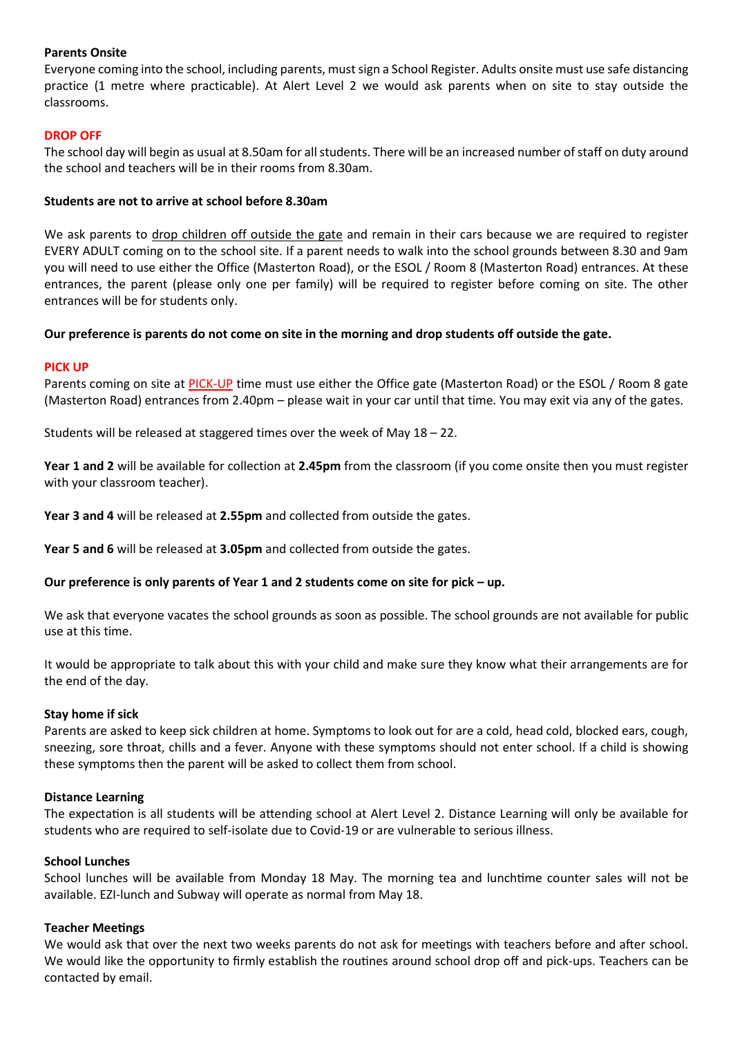**Parents Onsite**

Everyone coming into the school, including parents, must sign a School Register. Adults onsite must use safe distancing practice (1 metre where practicable). At Alert Level 2 we would ask parents when on site to stay outside the classrooms.

**DROP OFF**

The school day will begin as usual at 8.50am for all students. There will be an increased number of staff on duty around the school and teachers will be in their rooms from 8.30am.

**Students are not to arrive at school before 8.30am**

We ask parents to drop children off outside the gate and remain in their cars because we are required to register EVERY ADULT coming on to the school site. If a parent needs to walk into the school grounds between 8.30 and 9am you will need to use either the Office (Masterton Road), or the ESOL / Room 8 (Masterton Road) entrances. At these entrances, the parent (please only one per family) will be required to register before coming on site. The other entrances will be for students only.

**Our preference is parents do not come on site in the morning and drop students off outside the gate.**

**PICK UP**

Parents coming on site at PICK-UP time must use either the Office gate (Masterton Road) or the ESOL / Room 8 gate (Masterton Road) entrances from 2.40pm – please wait in your car until that time. You may exit via any of the gates.

Students will be released at staggered times over the week of May 18 – 22.

**Year 1 and 2** will be available for collection at **2.45pm** from the classroom (if you come onsite then you must register with your classroom teacher).

**Year 3 and 4** will be released at **2.55pm** and collected from outside the gates.

**Year 5 and 6** will be released at **3.05pm** and collected from outside the gates.

**Our preference is only parents of Year 1 and 2 students come on site for pick – up.**

We ask that everyone vacates the school grounds as soon as possible. The school grounds are not available for public use at this time.

It would be appropriate to talk about this with your child and make sure they know what their arrangements are for the end of the day.

**Stay home if sick**

Parents are asked to keep sick children at home. Symptoms to look out for are a cold, head cold, blocked ears, cough, sneezing, sore throat, chills and a fever. Anyone with these symptoms should not enter school. If a child is showing these symptoms then the parent will be asked to collect them from school.

**Distance Learning**

The expectation is all students will be attending school at Alert Level 2. Distance Learning will only be available for students who are required to self-isolate due to Covid-19 or are vulnerable to serious illness.

**School Lunches**

School lunches will be available from Monday 18 May. The morning tea and lunchtime counter sales will not be available. EZI-lunch and Subway will operate as normal from May 18.

**Teacher Meetings**

We would ask that over the next two weeks parents do not ask for meetings with teachers before and after school. We would like the opportunity to firmly establish the routines around school drop off and pick-ups. Teachers can be contacted by email.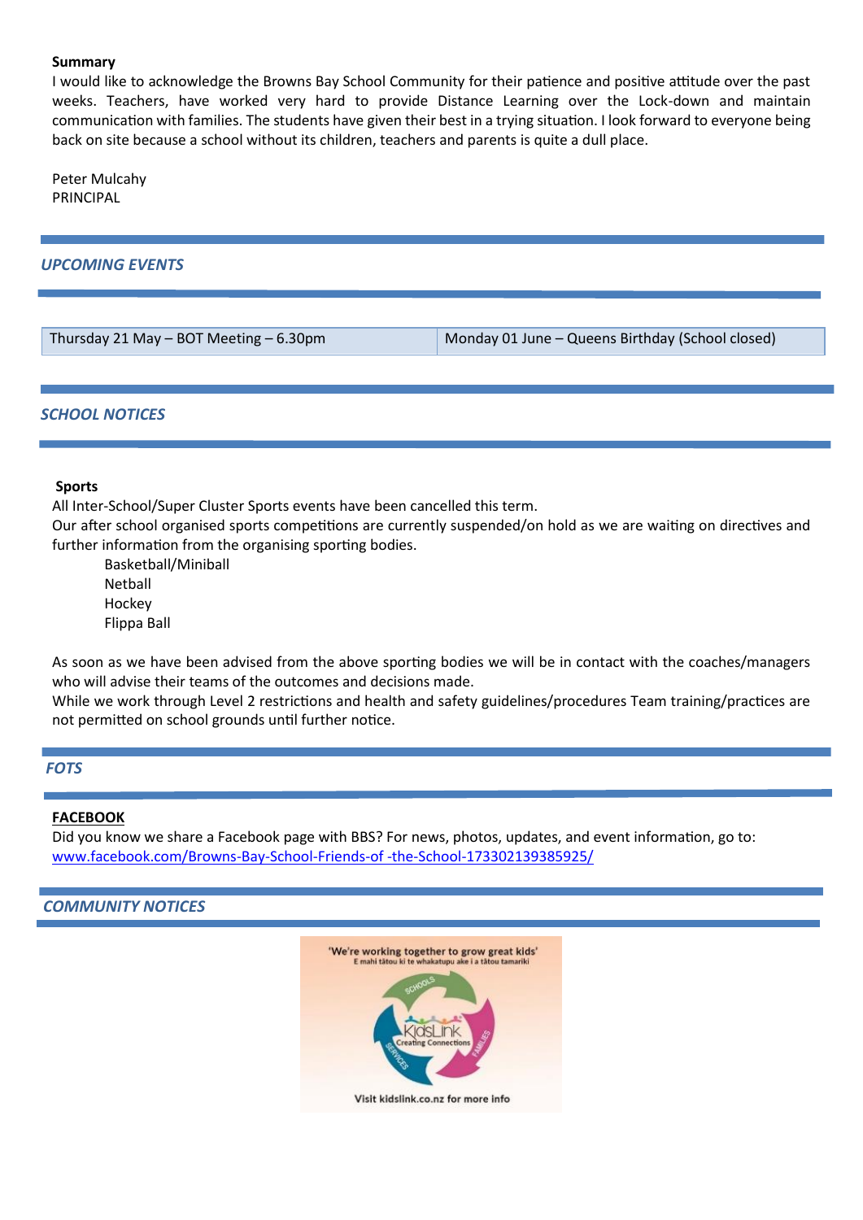**Summary**

I would like to acknowledge the Browns Bay School Community for their patience and positive attitude over the past weeks. Teachers, have worked very hard to provide Distance Learning over the Lock-down and maintain communication with families. The students have given their best in a trying situation. I look forward to everyone being back on site because a school without its children, teachers and parents is quite a dull place.

Peter Mulcahy
PRINCIPAL

## *UPCOMING EVENTS*

| Thursday 21 May – BOT Meeting – 6.30pm | Monday 01 June – Queens Birthday (School closed) |
|---|---|

## *SCHOOL NOTICES*

**Sports**

All Inter-School/Super Cluster Sports events have been cancelled this term.
Our after school organised sports competitions are currently suspended/on hold as we are waiting on directives and further information from the organising sporting bodies.

- Basketball/Miniball
- Netball
- Hockey
- Flippa Ball

As soon as we have been advised from the above sporting bodies we will be in contact with the coaches/managers who will advise their teams of the outcomes and decisions made.
While we work through Level 2 restrictions and health and safety guidelines/procedures Team training/practices are not permitted on school grounds until further notice.

## *FOTS*

**FACEBOOK**

Did you know we share a Facebook page with BBS? For news, photos, updates, and event information, go to:
www.facebook.com/Browns-Bay-School-Friends-of -the-School-173302139385925/

## *COMMUNITY NOTICES*

'We're working together to grow great kids'
E mahi tātou ki te whakatupu ake i a tātou tamariki

KidsLink Creating Connections

Visit kidslink.co.nz for more info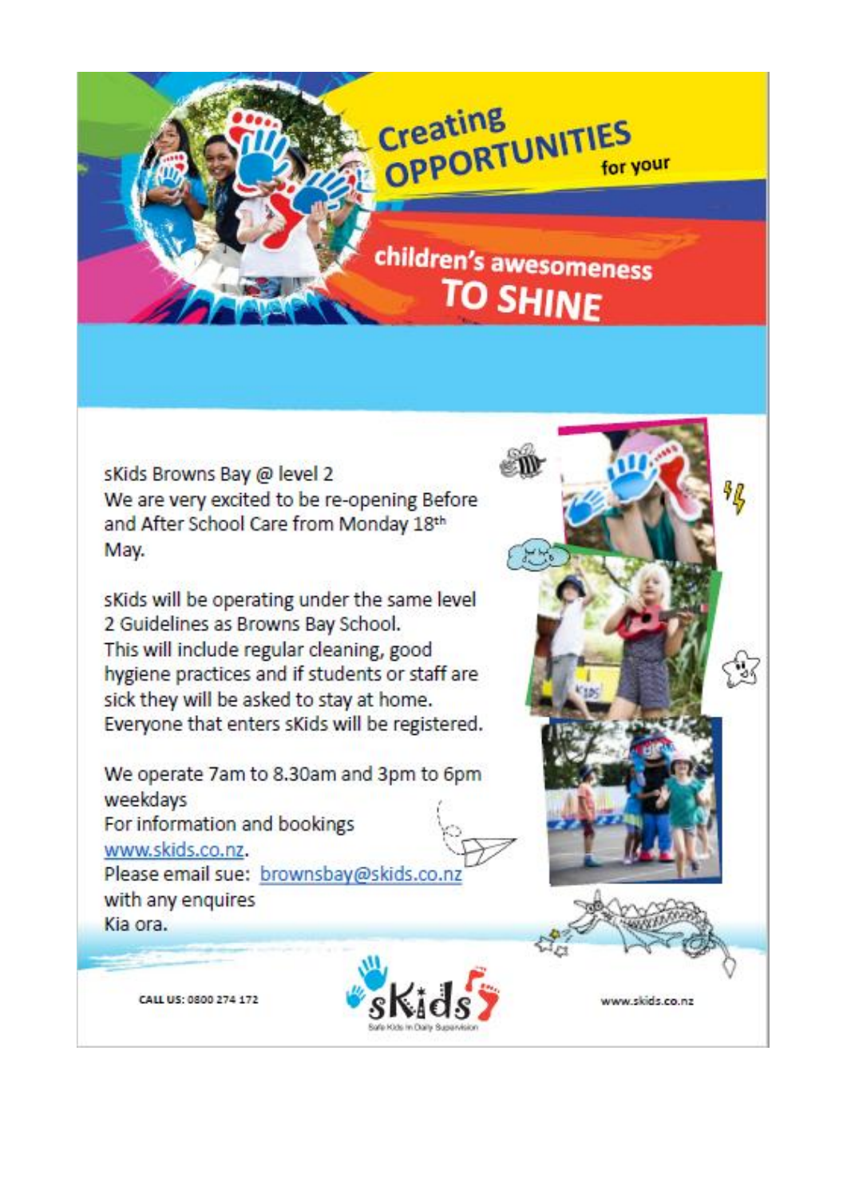# Creating OPPORTUNITIES for your children's awesomeness TO SHINE

sKids Browns Bay @ level 2
We are very excited to be re-opening Before and After School Care from Monday 18th May.

sKids will be operating under the same level 2 Guidelines as Browns Bay School.
This will include regular cleaning, good hygiene practices and if students or staff are sick they will be asked to stay at home.
Everyone that enters sKids will be registered.

We operate 7am to 8.30am and 3pm to 6pm weekdays
For information and bookings
www.skids.co.nz.
Please email sue: brownsbay@skids.co.nz
with any enquires
Kia ora.

CALL US: 0800 274 172

sKids
Safe Kids In Daily Supervision

www.skids.co.nz